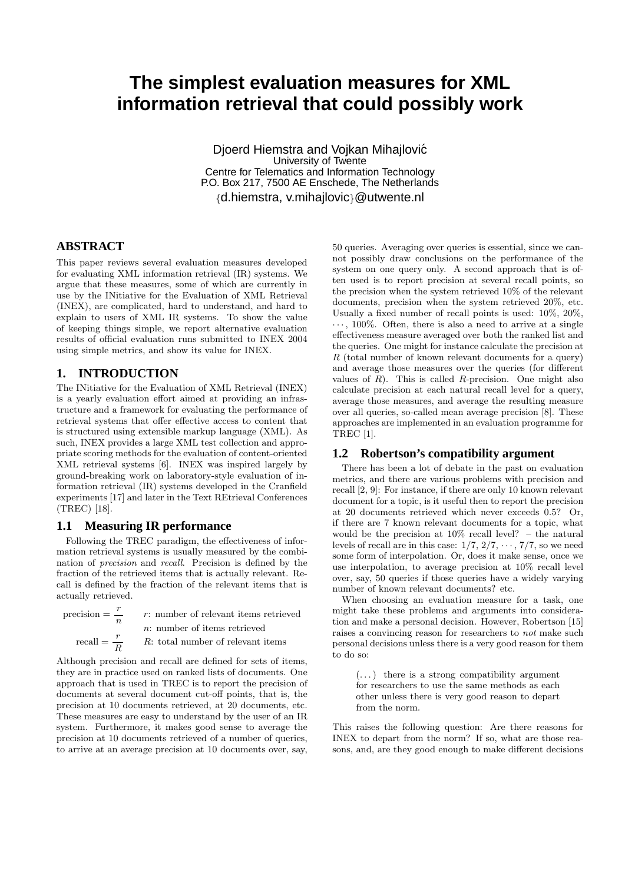# The simplest evaluation measures for XML information retrieval that could possibly work

Djoerd Hiemstra and Vojkan Mihajlović
University of Twente
Centre for Telematics and Information Technology
P.O. Box 217, 7500 AE Enschede, The Netherlands
{d.hiemstra, v.mihajlovic}@utwente.nl

## ABSTRACT

This paper reviews several evaluation measures developed for evaluating XML information retrieval (IR) systems. We argue that these measures, some of which are currently in use by the INitiative for the Evaluation of XML Retrieval (INEX), are complicated, hard to understand, and hard to explain to users of XML IR systems. To show the value of keeping things simple, we report alternative evaluation results of official evaluation runs submitted to INEX 2004 using simple metrics, and show its value for INEX.

## 1. INTRODUCTION

The INitiative for the Evaluation of XML Retrieval (INEX) is a yearly evaluation effort aimed at providing an infrastructure and a framework for evaluating the performance of retrieval systems that offer effective access to content that is structured using extensible markup language (XML). As such, INEX provides a large XML test collection and appropriate scoring methods for the evaluation of content-oriented XML retrieval systems [6]. INEX was inspired largely by ground-breaking work on laboratory-style evaluation of information retrieval (IR) systems developed in the Cranfield experiments [17] and later in the Text REtrieval Conferences (TREC) [18].

### 1.1 Measuring IR performance

Following the TREC paradigm, the effectiveness of information retrieval systems is usually measured by the combination of *precision* and *recall*. Precision is defined by the fraction of the retrieved items that is actually relevant. Recall is defined by the fraction of the relevant items that is actually retrieved.

$$\text{precision} = \frac{r}{n} \qquad r\text{: number of relevant items retrieved}$$

$$n\text{: number of items retrieved}$$

$$\text{recall} = \frac{r}{R} \qquad R\text{: total number of relevant items}$$

Although precision and recall are defined for sets of items, they are in practice used on ranked lists of documents. One approach that is used in TREC is to report the precision of documents at several document cut-off points, that is, the precision at 10 documents retrieved, at 20 documents, etc. These measures are easy to understand by the user of an IR system. Furthermore, it makes good sense to average the precision at 10 documents retrieved of a number of queries, to arrive at an average precision at 10 documents over, say, 50 queries. Averaging over queries is essential, since we cannot possibly draw conclusions on the performance of the system on one query only. A second approach that is often used is to report precision at several recall points, so the precision when the system retrieved 10% of the relevant documents, precision when the system retrieved 20%, etc. Usually a fixed number of recall points is used: 10%, 20%, $\cdots$, 100%. Often, there is also a need to arrive at a single effectiveness measure averaged over both the ranked list and the queries. One might for instance calculate the precision at $R$ (total number of known relevant documents for a query) and average those measures over the queries (for different values of $R$). This is called $R$-precision. One might also calculate precision at each natural recall level for a query, average those measures, and average the resulting measure over all queries, so-called mean average precision [8]. These approaches are implemented in an evaluation programme for TREC [1].

### 1.2 Robertson's compatibility argument

There has been a lot of debate in the past on evaluation metrics, and there are various problems with precision and recall [2, 9]: For instance, if there are only 10 known relevant document for a topic, is it useful then to report the precision at 20 documents retrieved which never exceeds 0.5? Or, if there are 7 known relevant documents for a topic, what would be the precision at 10% recall level? – the natural levels of recall are in this case: $1/7$, $2/7$, $\cdots$, $7/7$, so we need some form of interpolation. Or, does it make sense, once we use interpolation, to average precision at 10% recall level over, say, 50 queries if those queries have a widely varying number of known relevant documents? etc.

When choosing an evaluation measure for a task, one might take these problems and arguments into consideration and make a personal decision. However, Robertson [15] raises a convincing reason for researchers to *not* make such personal decisions unless there is a very good reason for them to do so:

> (...) there is a strong compatibility argument for researchers to use the same methods as each other unless there is very good reason to depart from the norm.

This raises the following question: Are there reasons for INEX to depart from the norm? If so, what are those reasons, and, are they good enough to make different decisions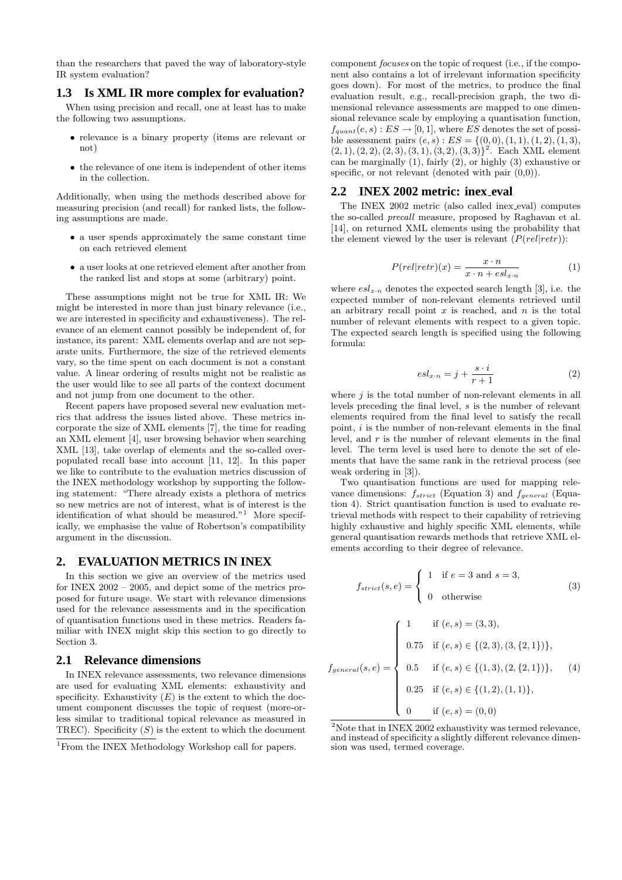than the researchers that paved the way of laboratory-style IR system evaluation?

## 1.3 Is XML IR more complex for evaluation?

When using precision and recall, one at least has to make the following two assumptions.

- relevance is a binary property (items are relevant or not)
- the relevance of one item is independent of other items in the collection.

Additionally, when using the methods described above for measuring precision (and recall) for ranked lists, the following assumptions are made.

- a user spends approximately the same constant time on each retrieved element
- a user looks at one retrieved element after another from the ranked list and stops at some (arbitrary) point.

These assumptions might not be true for XML IR: We might be interested in more than just binary relevance (i.e., we are interested in specificity and exhaustiveness). The relevance of an element cannot possibly be independent of, for instance, its parent: XML elements overlap and are not separate units. Furthermore, the size of the retrieved elements vary, so the time spent on each document is not a constant value. A linear ordering of results might not be realistic as the user would like to see all parts of the context document and not jump from one document to the other.

Recent papers have proposed several new evaluation metrics that address the issues listed above. These metrics incorporate the size of XML elements [7], the time for reading an XML element [4], user browsing behavior when searching XML [13], take overlap of elements and the so-called overpopulated recall base into account [11, 12]. In this paper we like to contribute to the evaluation metrics discussion of the INEX methodology workshop by supporting the following statement: "There already exists a plethora of metrics so new metrics are not of interest, what is of interest is the identification of what should be measured."[1] More specifically, we emphasise the value of Robertson's compatibility argument in the discussion.

# 2. EVALUATION METRICS IN INEX

In this section we give an overview of the metrics used for INEX 2002 – 2005, and depict some of the metrics proposed for future usage. We start with relevance dimensions used for the relevance assessments and in the specification of quantisation functions used in these metrics. Readers familiar with INEX might skip this section to go directly to Section 3.

## 2.1 Relevance dimensions

In INEX relevance assessments, two relevance dimensions are used for evaluating XML elements: exhaustivity and specificity. Exhaustivity ($E$) is the extent to which the document component discusses the topic of request (more-or-less similar to traditional topical relevance as measured in TREC). Specificity ($S$) is the extent to which the document component *focuses* on the topic of request (i.e., if the component also contains a lot of irrelevant information specificity goes down). For most of the metrics, to produce the final evaluation result, e.g., recall-precision graph, the two dimensional relevance assessments are mapped to one dimensional relevance scale by employing a quantisation function, $f_{quant}(e, s) : ES \rightarrow [0, 1]$, where $ES$ denotes the set of possible assessment pairs $(e, s) : ES = \{(0, 0), (1, 1), (1, 2), (1, 3), (2, 1), (2, 2), (2, 3), (3, 1), (3, 2), (3, 3)\}$[2]. Each XML element can be marginally (1), fairly (2), or highly (3) exhaustive or specific, or not relevant (denoted with pair (0,0)).

## 2.2 INEX 2002 metric: inex_eval

The INEX 2002 metric (also called inex_eval) computes the so-called *precall* measure, proposed by Raghavan et al. [14], on returned XML elements using the probability that the element viewed by the user is relevant ($P(rel|retr)$):

$$P(rel|retr)(x) = \frac{x \cdot n}{x \cdot n + esl_{x \cdot n}} \tag{1}$$

where $esl_{x \cdot n}$ denotes the expected search length [3], i.e. the expected number of non-relevant elements retrieved until an arbitrary recall point $x$ is reached, and $n$ is the total number of relevant elements with respect to a given topic. The expected search length is specified using the following formula:

$$esl_{x \cdot n} = j + \frac{s \cdot i}{r + 1} \tag{2}$$

where $j$ is the total number of non-relevant elements in all levels preceding the final level, $s$ is the number of relevant elements required from the final level to satisfy the recall point, $i$ is the number of non-relevant elements in the final level, and $r$ is the number of relevant elements in the final level. The term level is used here to denote the set of elements that have the same rank in the retrieval process (see weak ordering in [3]).

Two quantisation functions are used for mapping relevance dimensions: $f_{strict}$ (Equation 3) and $f_{general}$ (Equation 4). Strict quantisation function is used to evaluate retrieval methods with respect to their capability of retrieving highly exhaustive and highly specific XML elements, while general quantisation rewards methods that retrieve XML elements according to their degree of relevance.

$$f_{strict}(s, e) = \begin{cases} 1 & \text{if } e = 3 \text{ and } s = 3, \\ 0 & \text{otherwise} \end{cases} \tag{3}$$

$$f_{general}(s, e) = \begin{cases} 1 & \text{if } (e, s) = (3, 3), \\ 0.75 & \text{if } (e, s) \in \{(2, 3), (3, \{2, 1\})\}, \\ 0.5 & \text{if } (e, s) \in \{(1, 3), (2, \{2, 1\})\}, \\ 0.25 & \text{if } (e, s) \in \{(1, 2), (1, 1)\}, \\ 0 & \text{if } (e, s) = (0, 0) \end{cases} \tag{4}$$

[1] From the INEX Methodology Workshop call for papers.

[2] Note that in INEX 2002 exhaustivity was termed relevance, and instead of specificity a slightly different relevance dimension was used, termed coverage.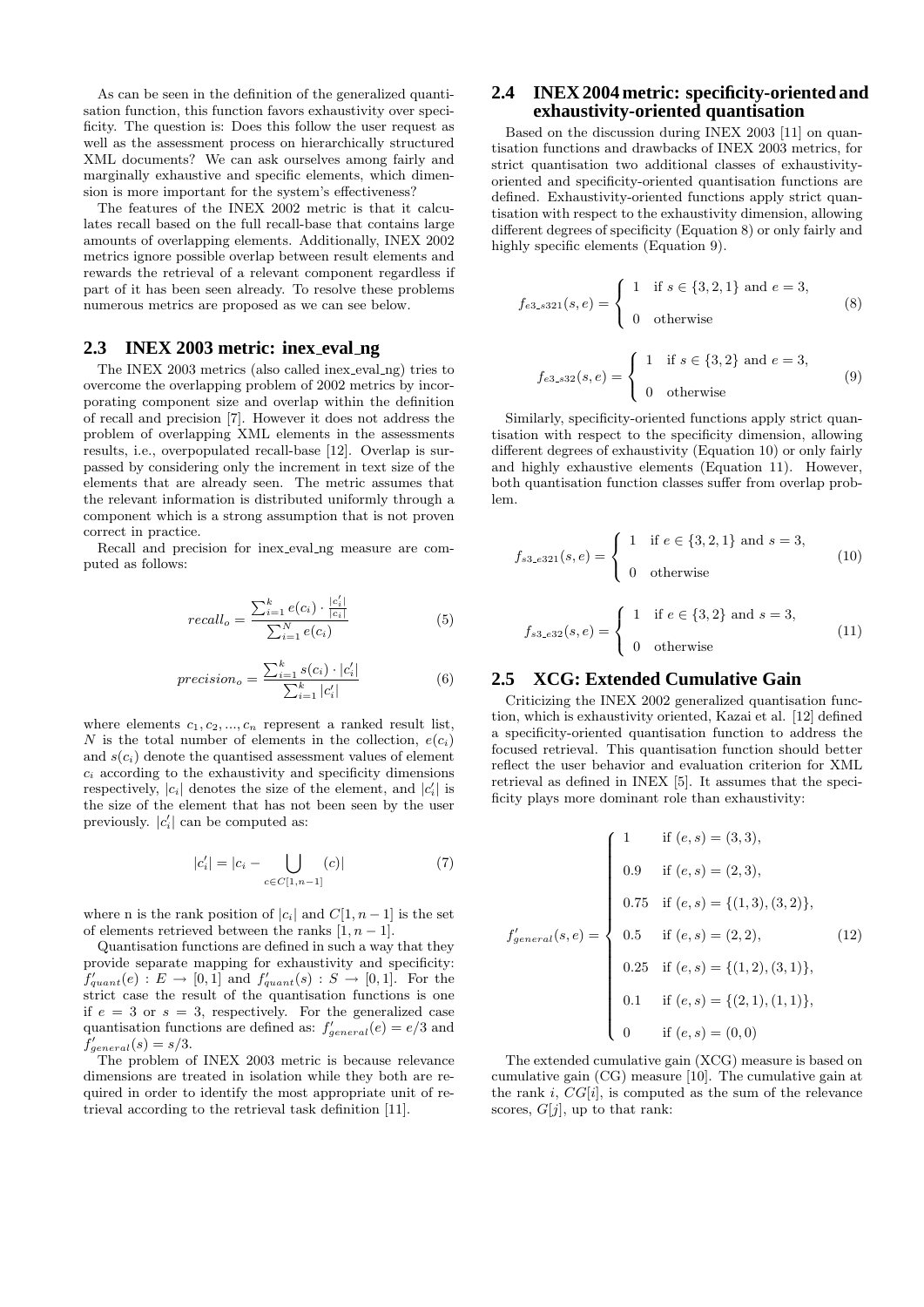As can be seen in the definition of the generalized quantisation function, this function favors exhaustivity over specificity. The question is: Does this follow the user request as well as the assessment process on hierarchically structured XML documents? We can ask ourselves among fairly and marginally exhaustive and specific elements, which dimension is more important for the system's effectiveness?

The features of the INEX 2002 metric is that it calculates recall based on the full recall-base that contains large amounts of overlapping elements. Additionally, INEX 2002 metrics ignore possible overlap between result elements and rewards the retrieval of a relevant component regardless if part of it has been seen already. To resolve these problems numerous metrics are proposed as we can see below.

## 2.3 INEX 2003 metric: inex_eval_ng

The INEX 2003 metrics (also called inex_eval_ng) tries to overcome the overlapping problem of 2002 metrics by incorporating component size and overlap within the definition of recall and precision [7]. However it does not address the problem of overlapping XML elements in the assessments results, i.e., overpopulated recall-base [12]. Overlap is surpassed by considering only the increment in text size of the elements that are already seen. The metric assumes that the relevant information is distributed uniformly through a component which is a strong assumption that is not proven correct in practice.

Recall and precision for inex_eval_ng measure are computed as follows:

$$recall_o = \frac{\sum_{i=1}^{k} e(c_i) \cdot \frac{|c_i'|}{|c_i|}}{\sum_{i=1}^{N} e(c_i)} \tag{5}$$

$$precision_o = \frac{\sum_{i=1}^{k} s(c_i) \cdot |c_i'|}{\sum_{i=1}^{k} |c_i'|} \tag{6}$$

where elements $c_1, c_2, ..., c_n$ represent a ranked result list, $N$ is the total number of elements in the collection, $e(c_i)$ and $s(c_i)$ denote the quantised assessment values of element $c_i$ according to the exhaustivity and specificity dimensions respectively, $|c_i|$ denotes the size of the element, and $|c_i'|$ is the size of the element that has not been seen by the user previously. $|c_i'|$ can be computed as:

$$|c_i'| = |c_i - \bigcup_{c \in C[1,n-1]} (c)| \tag{7}$$

where n is the rank position of $|c_i|$ and $C[1, n-1]$ is the set of elements retrieved between the ranks $[1, n-1]$.

Quantisation functions are defined in such a way that they provide separate mapping for exhaustivity and specificity: $f'_{quant}(e) : E \rightarrow [0, 1]$ and $f'_{quant}(s) : S \rightarrow [0, 1]$. For the strict case the result of the quantisation functions is one if $e = 3$ or $s = 3$, respectively. For the generalized case quantisation functions are defined as: $f'_{general}(e) = e/3$ and $f'_{general}(s) = s/3$.

The problem of INEX 2003 metric is because relevance dimensions are treated in isolation while they both are required in order to identify the most appropriate unit of retrieval according to the retrieval task definition [11].

## 2.4 INEX 2004 metric: specificity-oriented and exhaustivity-oriented quantisation

Based on the discussion during INEX 2003 [11] on quantisation functions and drawbacks of INEX 2003 metrics, for strict quantisation two additional classes of exhaustivity-oriented and specificity-oriented quantisation functions are defined. Exhaustivity-oriented functions apply strict quantisation with respect to the exhaustivity dimension, allowing different degrees of specificity (Equation 8) or only fairly and highly specific elements (Equation 9).

$$f_{e3\_s321}(s, e) = \begin{cases} 1 & \text{if } s \in \{3, 2, 1\} \text{ and } e = 3, \\ 0 & \text{otherwise} \end{cases} \tag{8}$$

$$f_{e3\_s32}(s, e) = \begin{cases} 1 & \text{if } s \in \{3, 2\} \text{ and } e = 3, \\ 0 & \text{otherwise} \end{cases} \tag{9}$$

Similarly, specificity-oriented functions apply strict quantisation with respect to the specificity dimension, allowing different degrees of exhaustivity (Equation 10) or only fairly and highly exhaustive elements (Equation 11). However, both quantisation function classes suffer from overlap problem.

$$f_{s3\_e321}(s, e) = \begin{cases} 1 & \text{if } e \in \{3, 2, 1\} \text{ and } s = 3, \\ 0 & \text{otherwise} \end{cases} \tag{10}$$

$$f_{s3\_e32}(s, e) = \begin{cases} 1 & \text{if } e \in \{3, 2\} \text{ and } s = 3, \\ 0 & \text{otherwise} \end{cases} \tag{11}$$

## 2.5 XCG: Extended Cumulative Gain

Criticizing the INEX 2002 generalized quantisation function, which is exhaustivity oriented, Kazai et al. [12] defined a specificity-oriented quantisation function to address the focused retrieval. This quantisation function should better reflect the user behavior and evaluation criterion for XML retrieval as defined in INEX [5]. It assumes that the specificity plays more dominant role than exhaustivity:

$$f'_{general}(s, e) = \begin{cases} 1 & \text{if } (e, s) = (3, 3), \\ 0.9 & \text{if } (e, s) = (2, 3), \\ 0.75 & \text{if } (e, s) = \{(1, 3), (3, 2)\}, \\ 0.5 & \text{if } (e, s) = (2, 2), \\ 0.25 & \text{if } (e, s) = \{(1, 2), (3, 1)\}, \\ 0.1 & \text{if } (e, s) = \{(2, 1), (1, 1)\}, \\ 0 & \text{if } (e, s) = (0, 0) \end{cases} \tag{12}$$

The extended cumulative gain (XCG) measure is based on cumulative gain (CG) measure [10]. The cumulative gain at the rank $i$, $CG[i]$, is computed as the sum of the relevance scores, $G[j]$, up to that rank: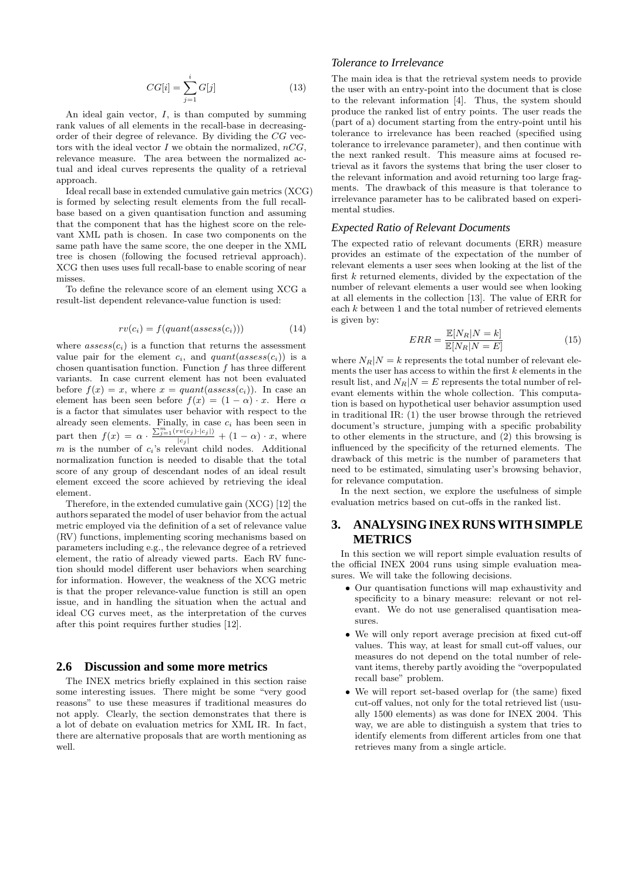$$CG[i] = \sum_{j=1}^{i} G[j] \tag{13}$$

An ideal gain vector, $I$, is than computed by summing rank values of all elements in the recall-base in decreasing-order of their degree of relevance. By dividing the $CG$ vectors with the ideal vector $I$ we obtain the normalized, $nCG$, relevance measure. The area between the normalized actual and ideal curves represents the quality of a retrieval approach.

Ideal recall base in extended cumulative gain metrics (XCG) is formed by selecting result elements from the full recall-base based on a given quantisation function and assuming that the component that has the highest score on the relevant XML path is chosen. In case two components on the same path have the same score, the one deeper in the XML tree is chosen (following the focused retrieval approach). XCG then uses uses full recall-base to enable scoring of near misses.

To define the relevance score of an element using XCG a result-list dependent relevance-value function is used:

$$rv(c_i) = f(quant(assess(c_i))) \tag{14}$$

where $assess(c_i)$ is a function that returns the assessment value pair for the element $c_i$, and $quant(assess(c_i))$ is a chosen quantisation function. Function $f$ has three different variants. In case current element has not been evaluated before $f(x) = x$, where $x = quant(assess(c_i))$. In case an element has been seen before $f(x) = (1 - \alpha) \cdot x$. Here $\alpha$ is a factor that simulates user behavior with respect to the already seen elements. Finally, in case $c_i$ has been seen in part then $f(x) = \alpha \cdot \frac{\sum_{j=1}^{m}(rv(c_j) \cdot |c_j|)}{|c_j|} + (1 - \alpha) \cdot x$, where $m$ is the number of $c_i$'s relevant child nodes. Additional normalization function is needed to disable that the total score of any group of descendant nodes of an ideal result element exceed the score achieved by retrieving the ideal element.

Therefore, in the extended cumulative gain (XCG) [12] the authors separated the model of user behavior from the actual metric employed via the definition of a set of relevance value (RV) functions, implementing scoring mechanisms based on parameters including e.g., the relevance degree of a retrieved element, the ratio of already viewed parts. Each RV function should model different user behaviors when searching for information. However, the weakness of the XCG metric is that the proper relevance-value function is still an open issue, and in handling the situation when the actual and ideal CG curves meet, as the interpretation of the curves after this point requires further studies [12].

## 2.6 Discussion and some more metrics

The INEX metrics briefly explained in this section raise some interesting issues. There might be some "very good reasons" to use these measures if traditional measures do not apply. Clearly, the section demonstrates that there is a lot of debate on evaluation metrics for XML IR. In fact, there are alternative proposals that are worth mentioning as well.

### Tolerance to Irrelevance

The main idea is that the retrieval system needs to provide the user with an entry-point into the document that is close to the relevant information [4]. Thus, the system should produce the ranked list of entry points. The user reads the (part of a) document starting from the entry-point until his tolerance to irrelevance has been reached (specified using tolerance to irrelevance parameter), and then continue with the next ranked result. This measure aims at focused retrieval as it favors the systems that bring the user closer to the relevant information and avoid returning too large fragments. The drawback of this measure is that tolerance to irrelevance parameter has to be calibrated based on experimental studies.

### Expected Ratio of Relevant Documents

The expected ratio of relevant documents (ERR) measure provides an estimate of the expectation of the number of relevant elements a user sees when looking at the list of the first $k$ returned elements, divided by the expectation of the number of relevant elements a user would see when looking at all elements in the collection [13]. The value of ERR for each $k$ between 1 and the total number of retrieved elements is given by:

$$ERR = \frac{\mathbb{E}[N_R|N = k]}{\mathbb{E}[N_R|N = E]} \tag{15}$$

where $N_R|N = k$ represents the total number of relevant elements the user has access to within the first $k$ elements in the result list, and $N_R|N = E$ represents the total number of relevant elements within the whole collection. This computation is based on hypothetical user behavior assumption used in traditional IR: (1) the user browse through the retrieved document's structure, jumping with a specific probability to other elements in the structure, and (2) this browsing is influenced by the specificity of the returned elements. The drawback of this metric is the number of parameters that need to be estimated, simulating user's browsing behavior, for relevance computation.

In the next section, we explore the usefulness of simple evaluation metrics based on cut-offs in the ranked list.

# 3. ANALYSING INEX RUNS WITH SIMPLE METRICS

In this section we will report simple evaluation results of the official INEX 2004 runs using simple evaluation measures. We will take the following decisions.

- Our quantisation functions will map exhaustivity and specificity to a binary measure: relevant or not relevant. We do not use generalised quantisation measures.
- We will only report average precision at fixed cut-off values. This way, at least for small cut-off values, our measures do not depend on the total number of relevant items, thereby partly avoiding the "overpopulated recall base" problem.
- We will report set-based overlap for (the same) fixed cut-off values, not only for the total retrieved list (usually 1500 elements) as was done for INEX 2004. This way, we are able to distinguish a system that tries to identify elements from different articles from one that retrieves many from a single article.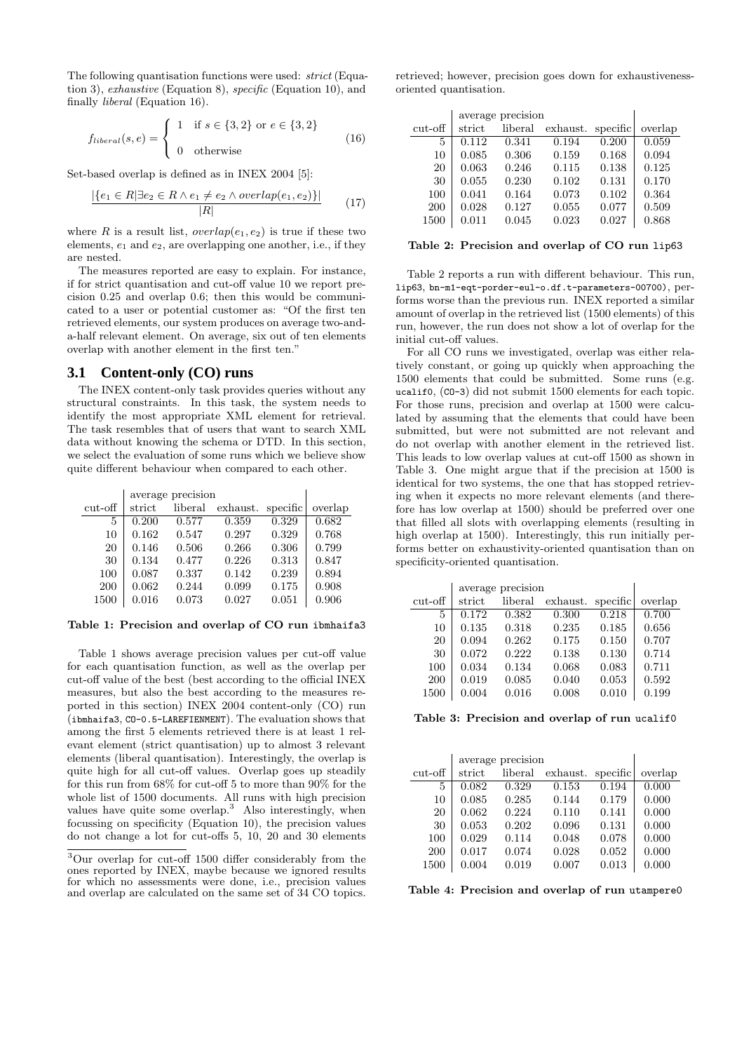The following quantisation functions were used: *strict* (Equation 3), *exhaustive* (Equation 8), *specific* (Equation 10), and finally *liberal* (Equation 16).

$$f_{liberal}(s,e) = \begin{cases} 1 & \text{if } s \in \{3,2\} \text{ or } e \in \{3,2\} \\ 0 & \text{otherwise} \end{cases} \tag{16}$$

Set-based overlap is defined as in INEX 2004 [5]:

$$\frac{|\{e_1 \in R | \exists e_2 \in R \wedge e_1 \neq e_2 \wedge overlap(e_1, e_2)\}|}{|R|} \tag{17}$$

where $R$ is a result list, $overlap(e_1, e_2)$ is true if these two elements, $e_1$ and $e_2$, are overlapping one another, i.e., if they are nested.

The measures reported are easy to explain. For instance, if for strict quantisation and cut-off value 10 we report precision 0.25 and overlap 0.6; then this would be communicated to a user or potential customer as: "Of the first ten retrieved elements, our system produces on average two-and-a-half relevant element. On average, six out of ten elements overlap with another element in the first ten."

### 3.1 Content-only (CO) runs

The INEX content-only task provides queries without any structural constraints. In this task, the system needs to identify the most appropriate XML element for retrieval. The task resembles that of users that want to search XML data without knowing the schema or DTD. In this section, we select the evaluation of some runs which we believe show quite different behaviour when compared to each other.

| | average precision | | | | |
|---|---|---|---|---|---|
| cut-off | strict | liberal | exhaust. | specific | overlap |
| 5 | 0.200 | 0.577 | 0.359 | 0.329 | 0.682 |
| 10 | 0.162 | 0.547 | 0.297 | 0.329 | 0.768 |
| 20 | 0.146 | 0.506 | 0.266 | 0.306 | 0.799 |
| 30 | 0.134 | 0.477 | 0.226 | 0.313 | 0.847 |
| 100 | 0.087 | 0.337 | 0.142 | 0.239 | 0.894 |
| 200 | 0.062 | 0.244 | 0.099 | 0.175 | 0.908 |
| 1500 | 0.016 | 0.073 | 0.027 | 0.051 | 0.906 |

**Table 1: Precision and overlap of CO run ibmhaifa3**

Table 1 shows average precision values per cut-off value for each quantisation function, as well as the overlap per cut-off value of the best (best according to the official INEX measures, but also the best according to the measures reported in this section) INEX 2004 content-only (CO) run (ibmhaifa3, CO-0.5-LAREFIENMENT). The evaluation shows that among the first 5 elements retrieved there is at least 1 relevant element (strict quantisation) up to almost 3 relevant elements (liberal quantisation). Interestingly, the overlap is quite high for all cut-off values. Overlap goes up steadily for this run from 68% for cut-off 5 to more than 90% for the whole list of 1500 documents. All runs with high precision values have quite some overlap.[3] Also interestingly, when focussing on specificity (Equation 10), the precision values do not change a lot for cut-offs 5, 10, 20 and 30 elements retrieved; however, precision goes down for exhaustiveness-oriented quantisation.

[3] Our overlap for cut-off 1500 differ considerably from the ones reported by INEX, maybe because we ignored results for which no assessments were done, i.e., precision values and overlap are calculated on the same set of 34 CO topics.

| | average precision | | | | |
|---|---|---|---|---|---|
| cut-off | strict | liberal | exhaust. | specific | overlap |
| 5 | 0.112 | 0.341 | 0.194 | 0.200 | 0.059 |
| 10 | 0.085 | 0.306 | 0.159 | 0.168 | 0.094 |
| 20 | 0.063 | 0.246 | 0.115 | 0.138 | 0.125 |
| 30 | 0.055 | 0.230 | 0.102 | 0.131 | 0.170 |
| 100 | 0.041 | 0.164 | 0.073 | 0.102 | 0.364 |
| 200 | 0.028 | 0.127 | 0.055 | 0.077 | 0.509 |
| 1500 | 0.011 | 0.045 | 0.023 | 0.027 | 0.868 |

**Table 2: Precision and overlap of CO run lip63**

Table 2 reports a run with different behaviour. This run, lip63, bn-m1-eqt-porder-eul-o.df.t-parameters-00700), performs worse than the previous run. INEX reported a similar amount of overlap in the retrieved list (1500 elements) of this run, however, the run does not show a lot of overlap for the initial cut-off values.

For all CO runs we investigated, overlap was either relatively constant, or going up quickly when approaching the 1500 elements that could be submitted. Some runs (e.g. ucalif0, (CO-3) did not submit 1500 elements for each topic. For those runs, precision and overlap at 1500 were calculated by assuming that the elements that could have been submitted, but were not submitted are not relevant and do not overlap with another element in the retrieved list. This leads to low overlap values at cut-off 1500 as shown in Table 3. One might argue that if the precision at 1500 is identical for two systems, the one that has stopped retrieving when it expects no more relevant elements (and therefore has low overlap at 1500) should be preferred over one that filled all slots with overlapping elements (resulting in high overlap at 1500). Interestingly, this run initially performs better on exhaustivity-oriented quantisation than on specificity-oriented quantisation.

| | average precision | | | | |
|---|---|---|---|---|---|
| cut-off | strict | liberal | exhaust. | specific | overlap |
| 5 | 0.172 | 0.382 | 0.300 | 0.218 | 0.700 |
| 10 | 0.135 | 0.318 | 0.235 | 0.185 | 0.656 |
| 20 | 0.094 | 0.262 | 0.175 | 0.150 | 0.707 |
| 30 | 0.072 | 0.222 | 0.138 | 0.130 | 0.714 |
| 100 | 0.034 | 0.134 | 0.068 | 0.083 | 0.711 |
| 200 | 0.019 | 0.085 | 0.040 | 0.053 | 0.592 |
| 1500 | 0.004 | 0.016 | 0.008 | 0.010 | 0.199 |

**Table 3: Precision and overlap of run ucalif0**

| | average precision | | | | |
|---|---|---|---|---|---|
| cut-off | strict | liberal | exhaust. | specific | overlap |
| 5 | 0.082 | 0.329 | 0.153 | 0.194 | 0.000 |
| 10 | 0.085 | 0.285 | 0.144 | 0.179 | 0.000 |
| 20 | 0.062 | 0.224 | 0.110 | 0.141 | 0.000 |
| 30 | 0.053 | 0.202 | 0.096 | 0.131 | 0.000 |
| 100 | 0.029 | 0.114 | 0.048 | 0.078 | 0.000 |
| 200 | 0.017 | 0.074 | 0.028 | 0.052 | 0.000 |
| 1500 | 0.004 | 0.019 | 0.007 | 0.013 | 0.000 |

**Table 4: Precision and overlap of run utampere0**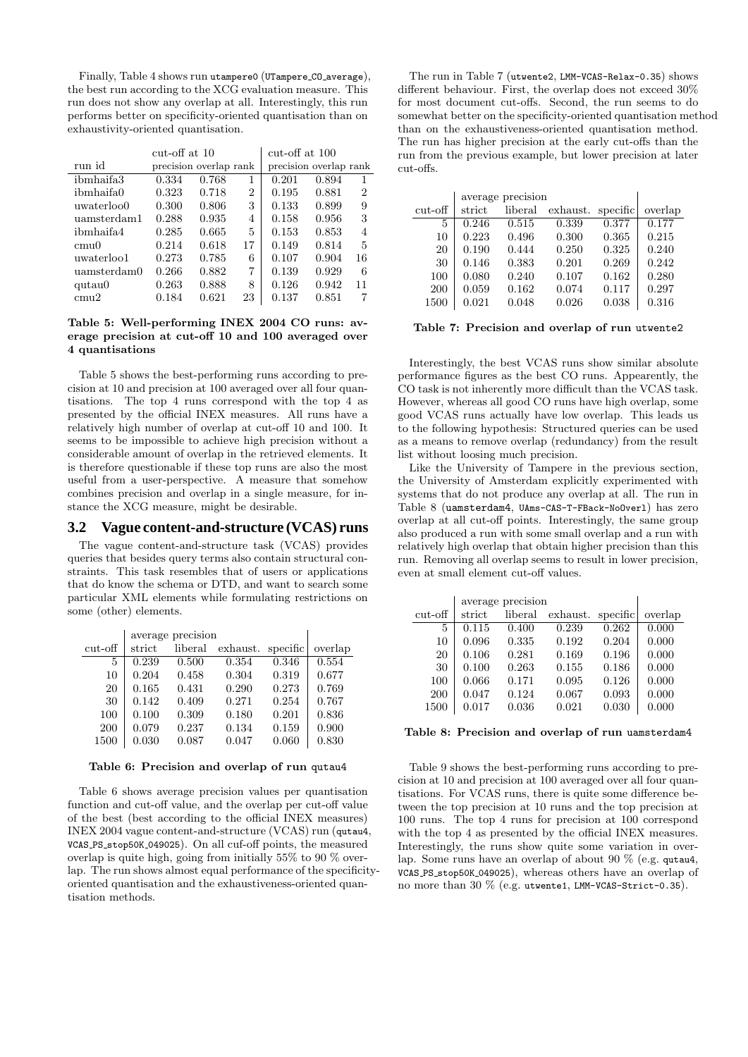Finally, Table 4 shows run utampere0 (UTampere_CO_average), the best run according to the XCG evaluation measure. This run does not show any overlap at all. Interestingly, this run performs better on specificity-oriented quantisation than on exhaustivity-oriented quantisation.

| | cut-off at 10 | | | cut-off at 100 | | |
|---|---|---|---|---|---|---|
| run id | precision | overlap | rank | precision | overlap | rank |
| ibmhaifa3 | 0.334 | 0.768 | 1 | 0.201 | 0.894 | 1 |
| ibmhaifa0 | 0.323 | 0.718 | 2 | 0.195 | 0.881 | 2 |
| uwaterloo0 | 0.300 | 0.806 | 3 | 0.133 | 0.899 | 9 |
| uamsterdam1 | 0.288 | 0.935 | 4 | 0.158 | 0.956 | 3 |
| ibmhaifa4 | 0.285 | 0.665 | 5 | 0.153 | 0.853 | 4 |
| cmu0 | 0.214 | 0.618 | 17 | 0.149 | 0.814 | 5 |
| uwaterloo1 | 0.273 | 0.785 | 6 | 0.107 | 0.904 | 16 |
| uamsterdam0 | 0.266 | 0.882 | 7 | 0.139 | 0.929 | 6 |
| qutau0 | 0.263 | 0.888 | 8 | 0.126 | 0.942 | 11 |
| cmu2 | 0.184 | 0.621 | 23 | 0.137 | 0.851 | 7 |

**Table 5: Well-performing INEX 2004 CO runs: average precision at cut-off 10 and 100 averaged over 4 quantisations**

Table 5 shows the best-performing runs according to precision at 10 and precision at 100 averaged over all four quantisations. The top 4 runs correspond with the top 4 as presented by the official INEX measures. All runs have a relatively high number of overlap at cut-off 10 and 100. It seems to be impossible to achieve high precision without a considerable amount of overlap in the retrieved elements. It is therefore questionable if these top runs are also the most useful from a user-perspective. A measure that somehow combines precision and overlap in a single measure, for instance the XCG measure, might be desirable.

## 3.2 Vague content-and-structure (VCAS) runs

The vague content-and-structure task (VCAS) provides queries that besides query terms also contain structural constraints. This task resembles that of users or applications that do know the schema or DTD, and want to search some particular XML elements while formulating restrictions on some (other) elements.

| | average precision | | | | |
|---|---|---|---|---|---|
| cut-off | strict | liberal | exhaust. | specific | overlap |
| 5 | 0.239 | 0.500 | 0.354 | 0.346 | 0.554 |
| 10 | 0.204 | 0.458 | 0.304 | 0.319 | 0.677 |
| 20 | 0.165 | 0.431 | 0.290 | 0.273 | 0.769 |
| 30 | 0.142 | 0.409 | 0.271 | 0.254 | 0.767 |
| 100 | 0.100 | 0.309 | 0.180 | 0.201 | 0.836 |
| 200 | 0.079 | 0.237 | 0.134 | 0.159 | 0.900 |
| 1500 | 0.030 | 0.087 | 0.047 | 0.060 | 0.830 |

**Table 6: Precision and overlap of run qutau4**

Table 6 shows average precision values per quantisation function and cut-off value, and the overlap per cut-off value of the best (best according to the official INEX measures) INEX 2004 vague content-and-structure (VCAS) run (qutau4, VCAS_PS_stop50K_049025). On all cuf-off points, the measured overlap is quite high, going from initially 55% to 90 % overlap. The run shows almost equal performance of the specificity-oriented quantisation and the exhaustiveness-oriented quantisation methods.

The run in Table 7 (utwente2, LMM-VCAS-Relax-0.35) shows different behaviour. First, the overlap does not exceed 30% for most document cut-offs. Second, the run seems to do somewhat better on the specificity-oriented quantisation method than on the exhaustiveness-oriented quantisation method. The run has higher precision at the early cut-offs than the run from the previous example, but lower precision at later cut-offs.

| | average precision | | | | |
|---|---|---|---|---|---|
| cut-off | strict | liberal | exhaust. | specific | overlap |
| 5 | 0.246 | 0.515 | 0.339 | 0.377 | 0.177 |
| 10 | 0.223 | 0.496 | 0.300 | 0.365 | 0.215 |
| 20 | 0.190 | 0.444 | 0.250 | 0.325 | 0.240 |
| 30 | 0.146 | 0.383 | 0.201 | 0.269 | 0.242 |
| 100 | 0.080 | 0.240 | 0.107 | 0.162 | 0.280 |
| 200 | 0.059 | 0.162 | 0.074 | 0.117 | 0.297 |
| 1500 | 0.021 | 0.048 | 0.026 | 0.038 | 0.316 |

**Table 7: Precision and overlap of run utwente2**

Interestingly, the best VCAS runs show similar absolute performance figures as the best CO runs. Appearently, the CO task is not inherently more difficult than the VCAS task. However, whereas all good CO runs have high overlap, some good VCAS runs actually have low overlap. This leads us to the following hypothesis: Structured queries can be used as a means to remove overlap (redundancy) from the result list without loosing much precision.

Like the University of Tampere in the previous section, the University of Amsterdam explicitly experimented with systems that do not produce any overlap at all. The run in Table 8 (uamsterdam4, UAms-CAS-T-FBack-NoOverl) has zero overlap at all cut-off points. Interestingly, the same group also produced a run with some small overlap and a run with relatively high overlap that obtain higher precision than this run. Removing all overlap seems to result in lower precision, even at small element cut-off values.

| | average precision | | | | |
|---|---|---|---|---|---|
| cut-off | strict | liberal | exhaust. | specific | overlap |
| 5 | 0.115 | 0.400 | 0.239 | 0.262 | 0.000 |
| 10 | 0.096 | 0.335 | 0.192 | 0.204 | 0.000 |
| 20 | 0.106 | 0.281 | 0.169 | 0.196 | 0.000 |
| 30 | 0.100 | 0.263 | 0.155 | 0.186 | 0.000 |
| 100 | 0.066 | 0.171 | 0.095 | 0.126 | 0.000 |
| 200 | 0.047 | 0.124 | 0.067 | 0.093 | 0.000 |
| 1500 | 0.017 | 0.036 | 0.021 | 0.030 | 0.000 |

**Table 8: Precision and overlap of run uamsterdam4**

Table 9 shows the best-performing runs according to precision at 10 and precision at 100 averaged over all four quantisations. For VCAS runs, there is quite some difference between the top precision at 10 runs and the top precision at 100 runs. The top 4 runs for precision at 100 correspond with the top 4 as presented by the official INEX measures. Interestingly, the runs show quite some variation in overlap. Some runs have an overlap of about 90 % (e.g. qutau4, VCAS_PS_stop50K_049025), whereas others have an overlap of no more than 30 % (e.g. utwente1, LMM-VCAS-Strict-0.35).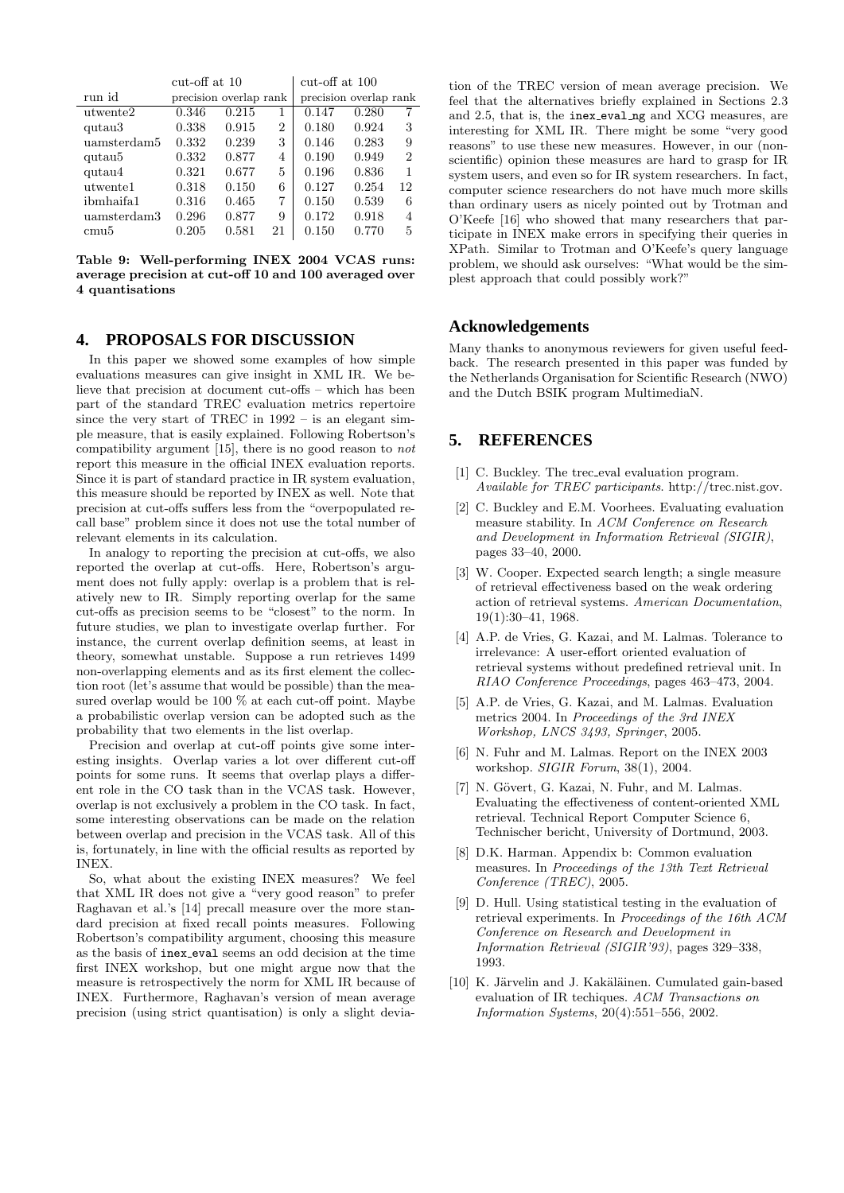| run id | cut-off at 10 | | | cut-off at 100 | | |
|---|---|---|---|---|---|---|
| | precision | overlap | rank | precision | overlap | rank |
| utwente2 | 0.346 | 0.215 | 1 | 0.147 | 0.280 | 7 |
| qutau3 | 0.338 | 0.915 | 2 | 0.180 | 0.924 | 3 |
| uamsterdam5 | 0.332 | 0.239 | 3 | 0.146 | 0.283 | 9 |
| qutau5 | 0.332 | 0.877 | 4 | 0.190 | 0.949 | 2 |
| qutau4 | 0.321 | 0.677 | 5 | 0.196 | 0.836 | 1 |
| utwente1 | 0.318 | 0.150 | 6 | 0.127 | 0.254 | 12 |
| ibmhaifa1 | 0.316 | 0.465 | 7 | 0.150 | 0.539 | 6 |
| uamsterdam3 | 0.296 | 0.877 | 9 | 0.172 | 0.918 | 4 |
| cmu5 | 0.205 | 0.581 | 21 | 0.150 | 0.770 | 5 |

**Table 9: Well-performing INEX 2004 VCAS runs: average precision at cut-off 10 and 100 averaged over 4 quantisations**

## 4. PROPOSALS FOR DISCUSSION

In this paper we showed some examples of how simple evaluations measures can give insight in XML IR. We believe that precision at document cut-offs – which has been part of the standard TREC evaluation metrics repertoire since the very start of TREC in 1992 – is an elegant simple measure, that is easily explained. Following Robertson's compatibility argument [15], there is no good reason to *not* report this measure in the official INEX evaluation reports. Since it is part of standard practice in IR system evaluation, this measure should be reported by INEX as well. Note that precision at cut-offs suffers less from the "overpopulated recall base" problem since it does not use the total number of relevant elements in its calculation.

In analogy to reporting the precision at cut-offs, we also reported the overlap at cut-offs. Here, Robertson's argument does not fully apply: overlap is a problem that is relatively new to IR. Simply reporting overlap for the same cut-offs as precision seems to be "closest" to the norm. In future studies, we plan to investigate overlap further. For instance, the current overlap definition seems, at least in theory, somewhat unstable. Suppose a run retrieves 1499 non-overlapping elements and as its first element the collection root (let's assume that would be possible) than the measured overlap would be 100 % at each cut-off point. Maybe a probabilistic overlap version can be adopted such as the probability that two elements in the list overlap.

Precision and overlap at cut-off points give some interesting insights. Overlap varies a lot over different cut-off points for some runs. It seems that overlap plays a different role in the CO task than in the VCAS task. However, overlap is not exclusively a problem in the CO task. In fact, some interesting observations can be made on the relation between overlap and precision in the VCAS task. All of this is, fortunately, in line with the official results as reported by INEX.

So, what about the existing INEX measures? We feel that XML IR does not give a "very good reason" to prefer Raghavan et al.'s [14] precall measure over the more standard precision at fixed recall points measures. Following Robertson's compatibility argument, choosing this measure as the basis of `inex_eval` seems an odd decision at the time first INEX workshop, but one might argue now that the measure is retrospectively the norm for XML IR because of INEX. Furthermore, Raghavan's version of mean average precision (using strict quantisation) is only a slight deviation of the TREC version of mean average precision. We feel that the alternatives briefly explained in Sections 2.3 and 2.5, that is, the `inex_eval_ng` and XCG measures, are interesting for XML IR. There might be some "very good reasons" to use these new measures. However, in our (non-scientific) opinion these measures are hard to grasp for IR system users, and even so for IR system researchers. In fact, computer science researchers do not have much more skills than ordinary users as nicely pointed out by Trotman and O'Keefe [16] who showed that many researchers that participate in INEX make errors in specifying their queries in XPath. Similar to Trotman and O'Keefe's query language problem, we should ask ourselves: "What would be the simplest approach that could possibly work?"

## Acknowledgements

Many thanks to anonymous reviewers for given useful feedback. The research presented in this paper was funded by the Netherlands Organisation for Scientific Research (NWO) and the Dutch BSIK program MultimediaN.

## 5. REFERENCES

[1] C. Buckley. The trec_eval evaluation program. *Available for TREC participants*. http://trec.nist.gov.

[2] C. Buckley and E.M. Voorhees. Evaluating evaluation measure stability. In *ACM Conference on Research and Development in Information Retrieval (SIGIR)*, pages 33–40, 2000.

[3] W. Cooper. Expected search length; a single measure of retrieval effectiveness based on the weak ordering action of retrieval systems. *American Documentation*, 19(1):30–41, 1968.

[4] A.P. de Vries, G. Kazai, and M. Lalmas. Tolerance to irrelevance: A user-effort oriented evaluation of retrieval systems without predefined retrieval unit. In *RIAO Conference Proceedings*, pages 463–473, 2004.

[5] A.P. de Vries, G. Kazai, and M. Lalmas. Evaluation metrics 2004. In *Proceedings of the 3rd INEX Workshop, LNCS 3493, Springer*, 2005.

[6] N. Fuhr and M. Lalmas. Report on the INEX 2003 workshop. *SIGIR Forum*, 38(1), 2004.

[7] N. Gövert, G. Kazai, N. Fuhr, and M. Lalmas. Evaluating the effectiveness of content-oriented XML retrieval. Technical Report Computer Science 6, Technischer bericht, University of Dortmund, 2003.

[8] D.K. Harman. Appendix b: Common evaluation measures. In *Proceedings of the 13th Text Retrieval Conference (TREC)*, 2005.

[9] D. Hull. Using statistical testing in the evaluation of retrieval experiments. In *Proceedings of the 16th ACM Conference on Research and Development in Information Retrieval (SIGIR'93)*, pages 329–338, 1993.

[10] K. Järvelin and J. Kakäläinen. Cumulated gain-based evaluation of IR techiques. *ACM Transactions on Information Systems*, 20(4):551–556, 2002.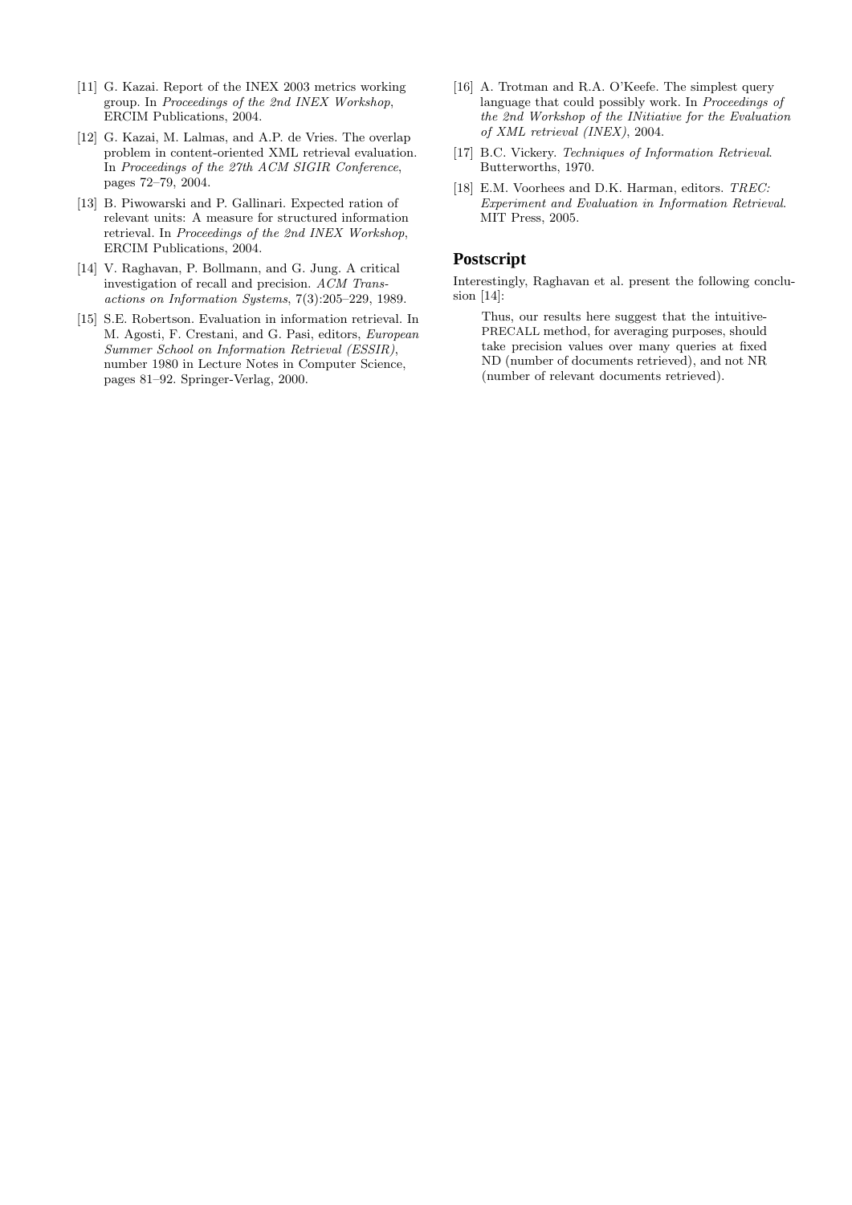[11] G. Kazai. Report of the INEX 2003 metrics working group. In *Proceedings of the 2nd INEX Workshop*, ERCIM Publications, 2004.

[12] G. Kazai, M. Lalmas, and A.P. de Vries. The overlap problem in content-oriented XML retrieval evaluation. In *Proceedings of the 27th ACM SIGIR Conference*, pages 72–79, 2004.

[13] B. Piwowarski and P. Gallinari. Expected ration of relevant units: A measure for structured information retrieval. In *Proceedings of the 2nd INEX Workshop*, ERCIM Publications, 2004.

[14] V. Raghavan, P. Bollmann, and G. Jung. A critical investigation of recall and precision. *ACM Transactions on Information Systems*, 7(3):205–229, 1989.

[15] S.E. Robertson. Evaluation in information retrieval. In M. Agosti, F. Crestani, and G. Pasi, editors, *European Summer School on Information Retrieval (ESSIR)*, number 1980 in Lecture Notes in Computer Science, pages 81–92. Springer-Verlag, 2000.

[16] A. Trotman and R.A. O'Keefe. The simplest query language that could possibly work. In *Proceedings of the 2nd Workshop of the INitiative for the Evaluation of XML retrieval (INEX)*, 2004.

[17] B.C. Vickery. *Techniques of Information Retrieval*. Butterworths, 1970.

[18] E.M. Voorhees and D.K. Harman, editors. *TREC: Experiment and Evaluation in Information Retrieval*. MIT Press, 2005.

## Postscript

Interestingly, Raghavan et al. present the following conclusion [14]:

> Thus, our results here suggest that the intuitive-PRECALL method, for averaging purposes, should take precision values over many queries at fixed ND (number of documents retrieved), and not NR (number of relevant documents retrieved).